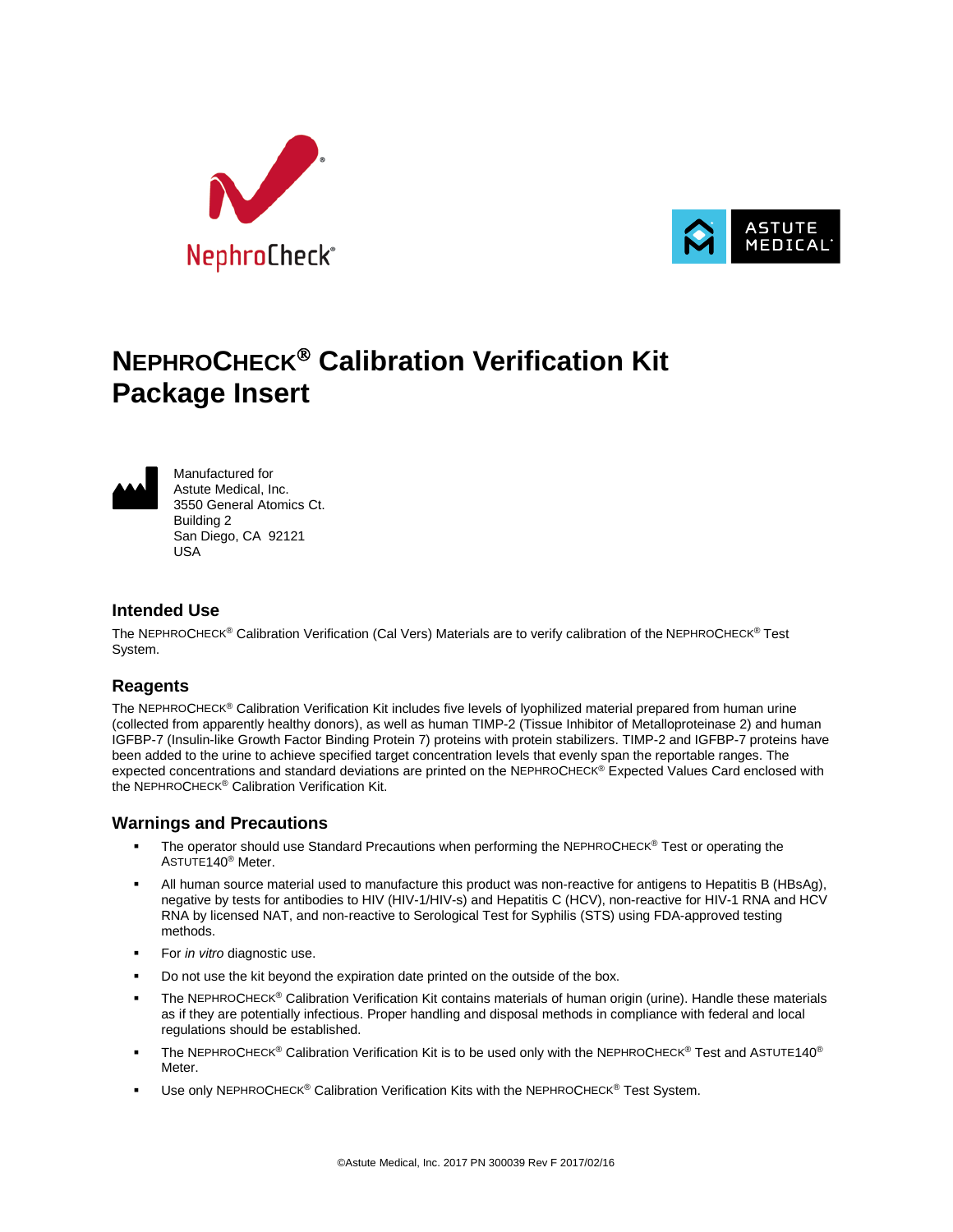# NEPHROCHECK® Calibration Verification Kit Package Insert

Manufactured for
Astute Medical, Inc.
3550 General Atomics Ct.
Building 2
San Diego, CA 92121
USA

## Intended Use

The NEPHROCHECK® Calibration Verification (Cal Vers) Materials are to verify calibration of the NEPHROCHECK® Test System.

## Reagents

The NEPHROCHECK® Calibration Verification Kit includes five levels of lyophilized material prepared from human urine (collected from apparently healthy donors), as well as human TIMP-2 (Tissue Inhibitor of Metalloproteinase 2) and human IGFBP-7 (Insulin-like Growth Factor Binding Protein 7) proteins with protein stabilizers. TIMP-2 and IGFBP-7 proteins have been added to the urine to achieve specified target concentration levels that evenly span the reportable ranges. The expected concentrations and standard deviations are printed on the NEPHROCHECK® Expected Values Card enclosed with the NEPHROCHECK® Calibration Verification Kit.

## Warnings and Precautions

- The operator should use Standard Precautions when performing the NEPHROCHECK® Test or operating the ASTUTE140® Meter.
- All human source material used to manufacture this product was non-reactive for antigens to Hepatitis B (HBsAg), negative by tests for antibodies to HIV (HIV-1/HIV-s) and Hepatitis C (HCV), non-reactive for HIV-1 RNA and HCV RNA by licensed NAT, and non-reactive to Serological Test for Syphilis (STS) using FDA-approved testing methods.
- For *in vitro* diagnostic use.
- Do not use the kit beyond the expiration date printed on the outside of the box.
- The NEPHROCHECK® Calibration Verification Kit contains materials of human origin (urine). Handle these materials as if they are potentially infectious. Proper handling and disposal methods in compliance with federal and local regulations should be established.
- The NEPHROCHECK® Calibration Verification Kit is to be used only with the NEPHROCHECK® Test and ASTUTE140® Meter.
- Use only NEPHROCHECK® Calibration Verification Kits with the NEPHROCHECK® Test System.

©Astute Medical, Inc. 2017 PN 300039 Rev F 2017/02/16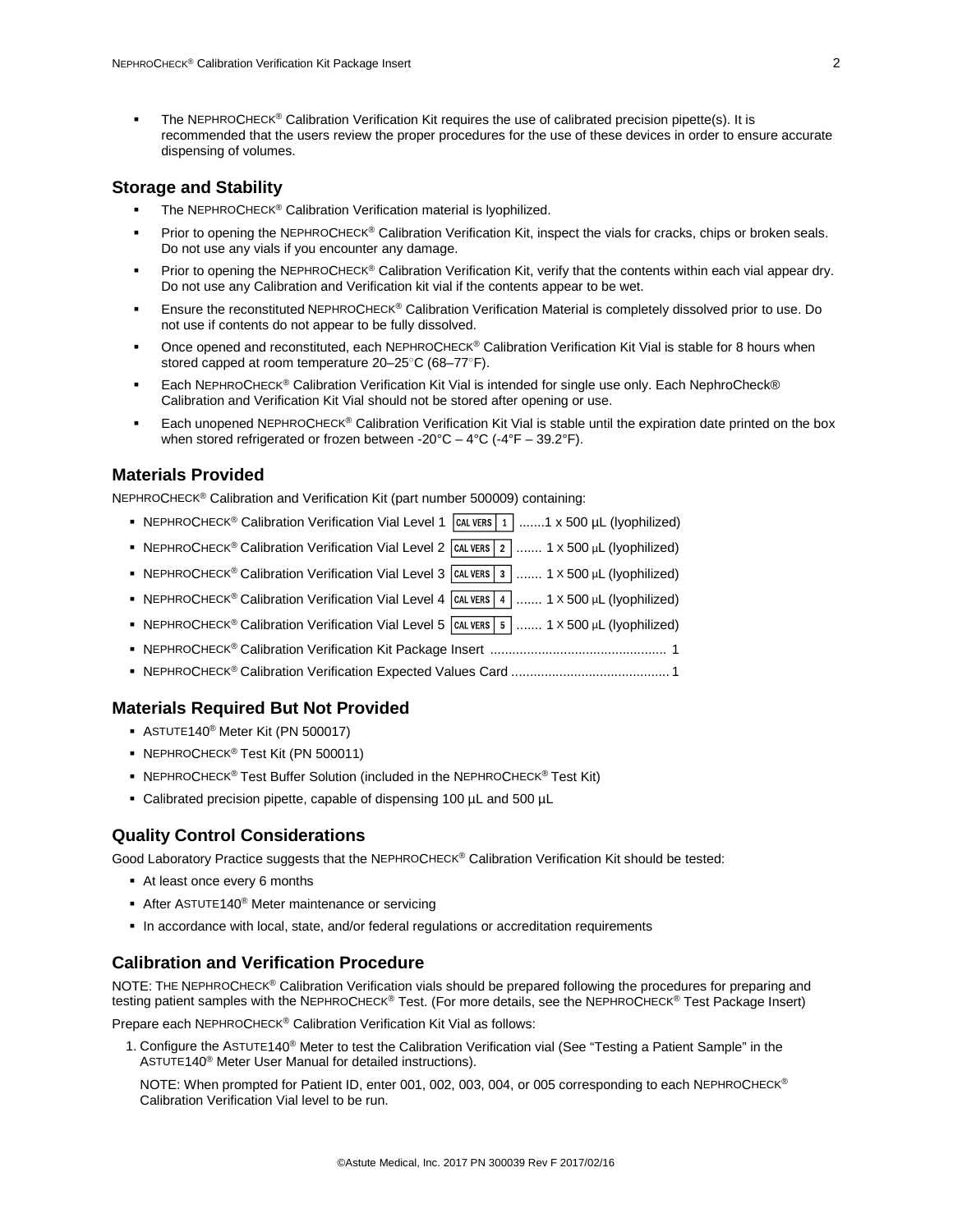- The NEPHROCHECK® Calibration Verification Kit requires the use of calibrated precision pipette(s). It is recommended that the users review the proper procedures for the use of these devices in order to ensure accurate dispensing of volumes.

## Storage and Stability

- The NEPHROCHECK® Calibration Verification material is lyophilized.
- Prior to opening the NEPHROCHECK® Calibration Verification Kit, inspect the vials for cracks, chips or broken seals. Do not use any vials if you encounter any damage.
- Prior to opening the NEPHROCHECK® Calibration Verification Kit, verify that the contents within each vial appear dry. Do not use any Calibration and Verification kit vial if the contents appear to be wet.
- Ensure the reconstituted NEPHROCHECK® Calibration Verification Material is completely dissolved prior to use. Do not use if contents do not appear to be fully dissolved.
- Once opened and reconstituted, each NEPHROCHECK® Calibration Verification Kit Vial is stable for 8 hours when stored capped at room temperature 20–25°C (68–77°F).
- Each NEPHROCHECK® Calibration Verification Kit Vial is intended for single use only. Each NephroCheck® Calibration and Verification Kit Vial should not be stored after opening or use.
- Each unopened NEPHROCHECK® Calibration Verification Kit Vial is stable until the expiration date printed on the box when stored refrigerated or frozen between -20°C – 4°C (-4°F – 39.2°F).

## Materials Provided

NEPHROCHECK® Calibration and Verification Kit (part number 500009) containing:

- NEPHROCHECK® Calibration Verification Vial Level 1 CAL VERS 1 .......1 x 500 µL (lyophilized)
- NEPHROCHECK® Calibration Verification Vial Level 2 CAL VERS 2 ....... 1 x 500 µL (lyophilized)
- NEPHROCHECK® Calibration Verification Vial Level 3 CAL VERS 3 ....... 1 x 500 µL (lyophilized)
- NEPHROCHECK® Calibration Verification Vial Level 4 CAL VERS 4 ....... 1 x 500 µL (lyophilized)
- NEPHROCHECK® Calibration Verification Vial Level 5 CAL VERS 5 ....... 1 x 500 µL (lyophilized)
- NEPHROCHECK® Calibration Verification Kit Package Insert ................................................ 1
- NEPHROCHECK® Calibration Verification Expected Values Card ........................................... 1

## Materials Required But Not Provided

- ASTUTE140® Meter Kit (PN 500017)
- NEPHROCHECK® Test Kit (PN 500011)
- NEPHROCHECK® Test Buffer Solution (included in the NEPHROCHECK® Test Kit)
- Calibrated precision pipette, capable of dispensing 100 µL and 500 µL

## Quality Control Considerations

Good Laboratory Practice suggests that the NEPHROCHECK® Calibration Verification Kit should be tested:

- At least once every 6 months
- After ASTUTE140® Meter maintenance or servicing
- In accordance with local, state, and/or federal regulations or accreditation requirements

## Calibration and Verification Procedure

NOTE: THE NEPHROCHECK® Calibration Verification vials should be prepared following the procedures for preparing and testing patient samples with the NEPHROCHECK® Test. (For more details, see the NEPHROCHECK® Test Package Insert)

Prepare each NEPHROCHECK® Calibration Verification Kit Vial as follows:

1. Configure the ASTUTE140® Meter to test the Calibration Verification vial (See "Testing a Patient Sample" in the ASTUTE140® Meter User Manual for detailed instructions).

   NOTE: When prompted for Patient ID, enter 001, 002, 003, 004, or 005 corresponding to each NEPHROCHECK® Calibration Verification Vial level to be run.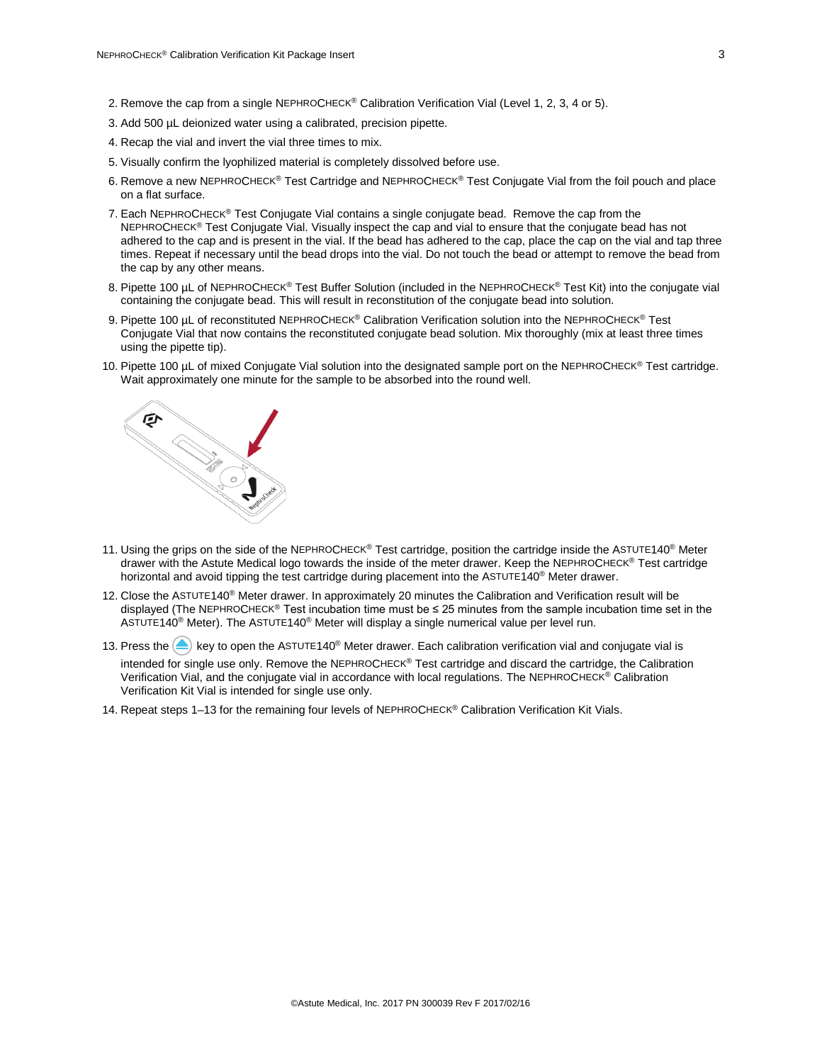2. Remove the cap from a single NEPHROCHECK® Calibration Verification Vial (Level 1, 2, 3, 4 or 5).
3. Add 500 µL deionized water using a calibrated, precision pipette.
4. Recap the vial and invert the vial three times to mix.
5. Visually confirm the lyophilized material is completely dissolved before use.
6. Remove a new NEPHROCHECK® Test Cartridge and NEPHROCHECK® Test Conjugate Vial from the foil pouch and place on a flat surface.
7. Each NEPHROCHECK® Test Conjugate Vial contains a single conjugate bead. Remove the cap from the NEPHROCHECK® Test Conjugate Vial. Visually inspect the cap and vial to ensure that the conjugate bead has not adhered to the cap and is present in the vial. If the bead has adhered to the cap, place the cap on the vial and tap three times. Repeat if necessary until the bead drops into the vial. Do not touch the bead or attempt to remove the bead from the cap by any other means.
8. Pipette 100 µL of NEPHROCHECK® Test Buffer Solution (included in the NEPHROCHECK® Test Kit) into the conjugate vial containing the conjugate bead. This will result in reconstitution of the conjugate bead into solution.
9. Pipette 100 µL of reconstituted NEPHROCHECK® Calibration Verification solution into the NEPHROCHECK® Test Conjugate Vial that now contains the reconstituted conjugate bead solution. Mix thoroughly (mix at least three times using the pipette tip).
10. Pipette 100 µL of mixed Conjugate Vial solution into the designated sample port on the NEPHROCHECK® Test cartridge. Wait approximately one minute for the sample to be absorbed into the round well.
11. Using the grips on the side of the NEPHROCHECK® Test cartridge, position the cartridge inside the ASTUTE140® Meter drawer with the Astute Medical logo towards the inside of the meter drawer. Keep the NEPHROCHECK® Test cartridge horizontal and avoid tipping the test cartridge during placement into the ASTUTE140® Meter drawer.
12. Close the ASTUTE140® Meter drawer. In approximately 20 minutes the Calibration and Verification result will be displayed (The NEPHROCHECK® Test incubation time must be ≤ 25 minutes from the sample incubation time set in the ASTUTE140® Meter). The ASTUTE140® Meter will display a single numerical value per level run.
13. Press the ⏏ key to open the ASTUTE140® Meter drawer. Each calibration verification vial and conjugate vial is intended for single use only. Remove the NEPHROCHECK® Test cartridge and discard the cartridge, the Calibration Verification Vial, and the conjugate vial in accordance with local regulations. The NEPHROCHECK® Calibration Verification Kit Vial is intended for single use only.
14. Repeat steps 1–13 for the remaining four levels of NEPHROCHECK® Calibration Verification Kit Vials.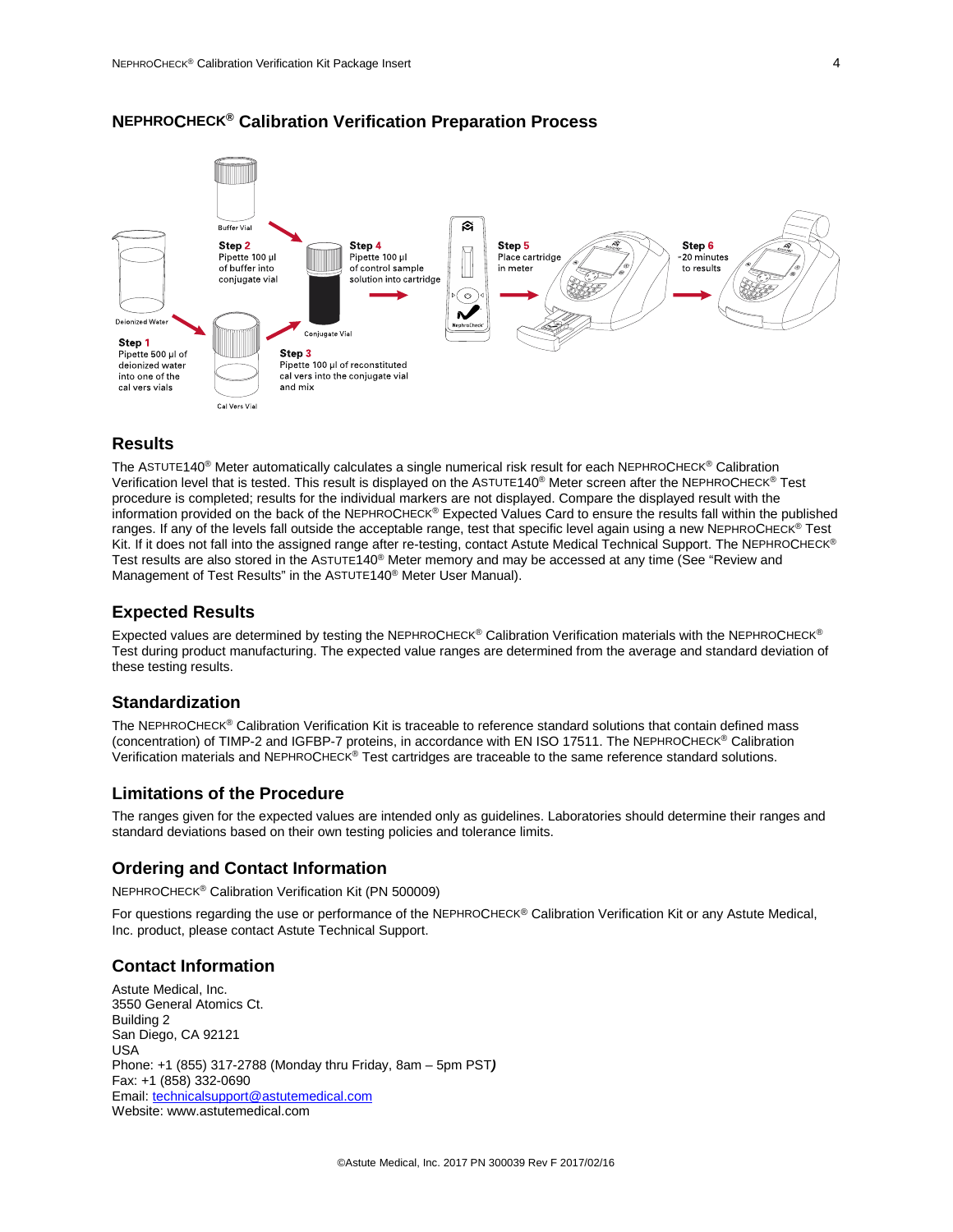## NEPHROCHECK® Calibration Verification Preparation Process

Buffer Vial

Deionized Water

**Step 1**
Pipette 500 µl of deionized water into one of the cal vers vials

Cal Vers Vial

**Step 2**
Pipette 100 µl of buffer into conjugate vial

Conjugate Vial

**Step 3**
Pipette 100 µl of reconstituted cal vers into the conjugate vial and mix

**Step 4**
Pipette 100 µl of control sample solution into cartridge

**Step 5**
Place cartridge in meter

**Step 6**
~20 minutes to results

## Results

The ASTUTE140® Meter automatically calculates a single numerical risk result for each NEPHROCHECK® Calibration Verification level that is tested. This result is displayed on the ASTUTE140® Meter screen after the NEPHROCHECK® Test procedure is completed; results for the individual markers are not displayed. Compare the displayed result with the information provided on the back of the NEPHROCHECK® Expected Values Card to ensure the results fall within the published ranges. If any of the levels fall outside the acceptable range, test that specific level again using a new NEPHROCHECK® Test Kit. If it does not fall into the assigned range after re-testing, contact Astute Medical Technical Support. The NEPHROCHECK® Test results are also stored in the ASTUTE140® Meter memory and may be accessed at any time (See "Review and Management of Test Results" in the ASTUTE140® Meter User Manual).

## Expected Results

Expected values are determined by testing the NEPHROCHECK® Calibration Verification materials with the NEPHROCHECK® Test during product manufacturing. The expected value ranges are determined from the average and standard deviation of these testing results.

## Standardization

The NEPHROCHECK® Calibration Verification Kit is traceable to reference standard solutions that contain defined mass (concentration) of TIMP-2 and IGFBP-7 proteins, in accordance with EN ISO 17511. The NEPHROCHECK® Calibration Verification materials and NEPHROCHECK® Test cartridges are traceable to the same reference standard solutions.

## Limitations of the Procedure

The ranges given for the expected values are intended only as guidelines. Laboratories should determine their ranges and standard deviations based on their own testing policies and tolerance limits.

## Ordering and Contact Information

NEPHROCHECK® Calibration Verification Kit (PN 500009)

For questions regarding the use or performance of the NEPHROCHECK® Calibration Verification Kit or any Astute Medical, Inc. product, please contact Astute Technical Support.

## Contact Information

Astute Medical, Inc.
3550 General Atomics Ct.
Building 2
San Diego, CA 92121
USA
Phone: +1 (855) 317-2788 (Monday thru Friday, 8am – 5pm PST)
Fax: +1 (858) 332-0690
Email: technicalsupport@astutemedical.com
Website: www.astutemedical.com

©Astute Medical, Inc. 2017 PN 300039 Rev F 2017/02/16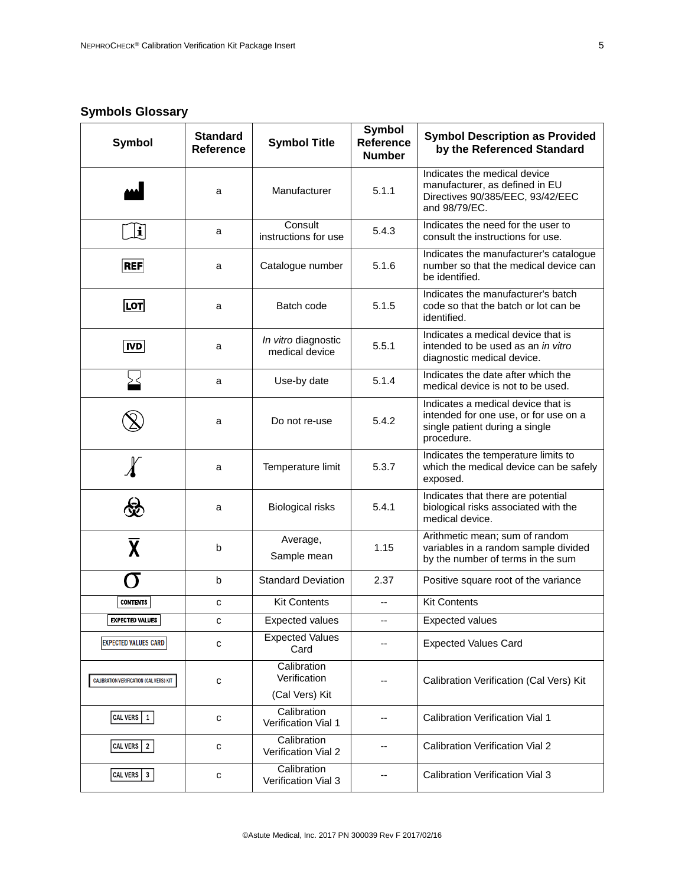## Symbols Glossary

| Symbol | Standard Reference | Symbol Title | Symbol Reference Number | Symbol Description as Provided by the Referenced Standard |
|---|---|---|---|---|
| | a | Manufacturer | 5.1.1 | Indicates the medical device manufacturer, as defined in EU Directives 90/385/EEC, 93/42/EEC and 98/79/EC. |
| | a | Consult instructions for use | 5.4.3 | Indicates the need for the user to consult the instructions for use. |
| REF | a | Catalogue number | 5.1.6 | Indicates the manufacturer's catalogue number so that the medical device can be identified. |
| LOT | a | Batch code | 5.1.5 | Indicates the manufacturer's batch code so that the batch or lot can be identified. |
| IVD | a | *In vitro* diagnostic medical device | 5.5.1 | Indicates a medical device that is intended to be used as an *in vitro* diagnostic medical device. |
| | a | Use-by date | 5.1.4 | Indicates the date after which the medical device is not to be used. |
| | a | Do not re-use | 5.4.2 | Indicates a medical device that is intended for one use, or for use on a single patient during a single procedure. |
| | a | Temperature limit | 5.3.7 | Indicates the temperature limits to which the medical device can be safely exposed. |
| | a | Biological risks | 5.4.1 | Indicates that there are potential biological risks associated with the medical device. |
| $\bar{X}$ | b | Average, Sample mean | 1.15 | Arithmetic mean; sum of random variables in a random sample divided by the number of terms in the sum |
| $\sigma$ | b | Standard Deviation | 2.37 | Positive square root of the variance |
| CONTENTS | c | Kit Contents | -- | Kit Contents |
| EXPECTED VALUES | c | Expected values | -- | Expected values |
| EXPECTED VALUES CARD | c | Expected Values Card | -- | Expected Values Card |
| CALIBRATION VERIFICATION (CAL VERS) KIT | c | Calibration Verification (Cal Vers) Kit | -- | Calibration Verification (Cal Vers) Kit |
| CAL VERS 1 | c | Calibration Verification Vial 1 | -- | Calibration Verification Vial 1 |
| CAL VERS 2 | c | Calibration Verification Vial 2 | -- | Calibration Verification Vial 2 |
| CAL VERS 3 | c | Calibration Verification Vial 3 | -- | Calibration Verification Vial 3 |

©Astute Medical, Inc. 2017 PN 300039 Rev F 2017/02/16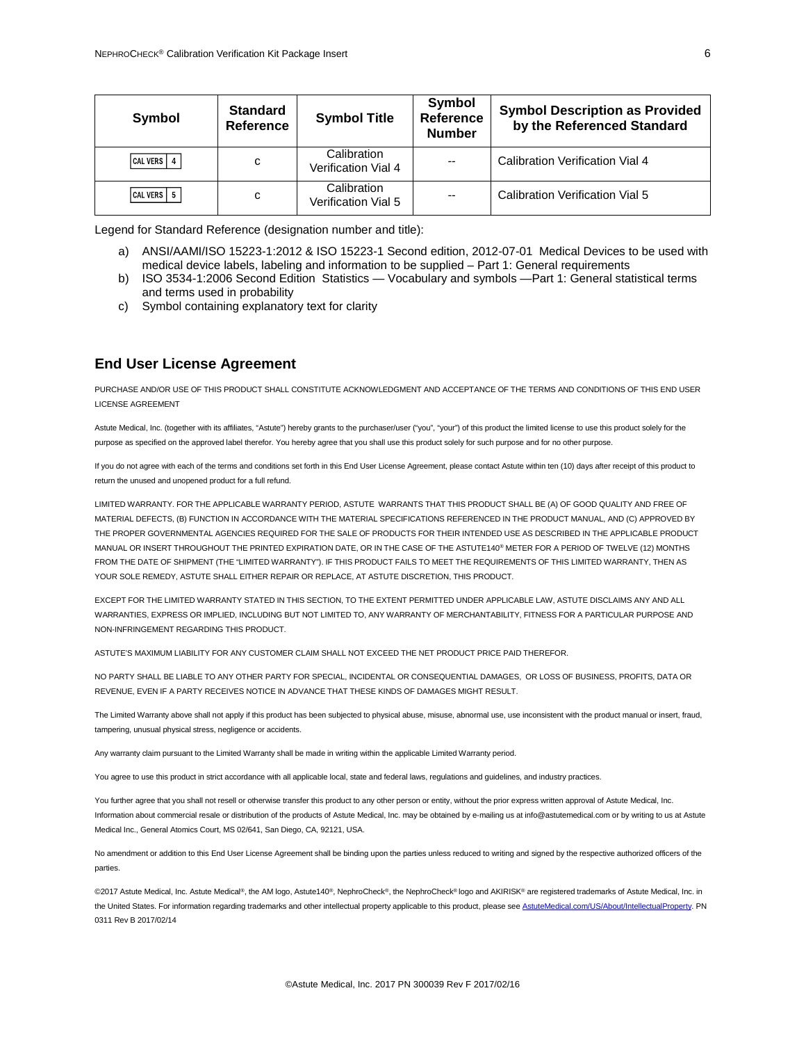| Symbol | Standard Reference | Symbol Title | Symbol Reference Number | Symbol Description as Provided by the Referenced Standard |
|---|---|---|---|---|
| CAL VERS 4 | c | Calibration Verification Vial 4 | -- | Calibration Verification Vial 4 |
| CAL VERS 5 | c | Calibration Verification Vial 5 | -- | Calibration Verification Vial 5 |

Legend for Standard Reference (designation number and title):

a) ANSI/AAMI/ISO 15223-1:2012 & ISO 15223-1 Second edition, 2012-07-01 Medical Devices to be used with medical device labels, labeling and information to be supplied – Part 1: General requirements
b) ISO 3534-1:2006 Second Edition Statistics — Vocabulary and symbols —Part 1: General statistical terms and terms used in probability
c) Symbol containing explanatory text for clarity

## End User License Agreement

PURCHASE AND/OR USE OF THIS PRODUCT SHALL CONSTITUTE ACKNOWLEDGMENT AND ACCEPTANCE OF THE TERMS AND CONDITIONS OF THIS END USER LICENSE AGREEMENT

Astute Medical, Inc. (together with its affiliates, "Astute") hereby grants to the purchaser/user ("you", "your") of this product the limited license to use this product solely for the purpose as specified on the approved label therefor. You hereby agree that you shall use this product solely for such purpose and for no other purpose.

If you do not agree with each of the terms and conditions set forth in this End User License Agreement, please contact Astute within ten (10) days after receipt of this product to return the unused and unopened product for a full refund.

LIMITED WARRANTY. FOR THE APPLICABLE WARRANTY PERIOD, ASTUTE WARRANTS THAT THIS PRODUCT SHALL BE (A) OF GOOD QUALITY AND FREE OF MATERIAL DEFECTS, (B) FUNCTION IN ACCORDANCE WITH THE MATERIAL SPECIFICATIONS REFERENCED IN THE PRODUCT MANUAL, AND (C) APPROVED BY THE PROPER GOVERNMENTAL AGENCIES REQUIRED FOR THE SALE OF PRODUCTS FOR THEIR INTENDED USE AS DESCRIBED IN THE APPLICABLE PRODUCT MANUAL OR INSERT THROUGHOUT THE PRINTED EXPIRATION DATE, OR IN THE CASE OF THE ASTUTE140® METER FOR A PERIOD OF TWELVE (12) MONTHS FROM THE DATE OF SHIPMENT (THE "LIMITED WARRANTY"). IF THIS PRODUCT FAILS TO MEET THE REQUIREMENTS OF THIS LIMITED WARRANTY, THEN AS YOUR SOLE REMEDY, ASTUTE SHALL EITHER REPAIR OR REPLACE, AT ASTUTE DISCRETION, THIS PRODUCT.

EXCEPT FOR THE LIMITED WARRANTY STATED IN THIS SECTION, TO THE EXTENT PERMITTED UNDER APPLICABLE LAW, ASTUTE DISCLAIMS ANY AND ALL WARRANTIES, EXPRESS OR IMPLIED, INCLUDING BUT NOT LIMITED TO, ANY WARRANTY OF MERCHANTABILITY, FITNESS FOR A PARTICULAR PURPOSE AND NON-INFRINGEMENT REGARDING THIS PRODUCT.

ASTUTE'S MAXIMUM LIABILITY FOR ANY CUSTOMER CLAIM SHALL NOT EXCEED THE NET PRODUCT PRICE PAID THEREFOR.

NO PARTY SHALL BE LIABLE TO ANY OTHER PARTY FOR SPECIAL, INCIDENTAL OR CONSEQUENTIAL DAMAGES, OR LOSS OF BUSINESS, PROFITS, DATA OR REVENUE, EVEN IF A PARTY RECEIVES NOTICE IN ADVANCE THAT THESE KINDS OF DAMAGES MIGHT RESULT.

The Limited Warranty above shall not apply if this product has been subjected to physical abuse, misuse, abnormal use, use inconsistent with the product manual or insert, fraud, tampering, unusual physical stress, negligence or accidents.

Any warranty claim pursuant to the Limited Warranty shall be made in writing within the applicable Limited Warranty period.

You agree to use this product in strict accordance with all applicable local, state and federal laws, regulations and guidelines, and industry practices.

You further agree that you shall not resell or otherwise transfer this product to any other person or entity, without the prior express written approval of Astute Medical, Inc. Information about commercial resale or distribution of the products of Astute Medical, Inc. may be obtained by e-mailing us at info@astutemedical.com or by writing to us at Astute Medical Inc., General Atomics Court, MS 02/641, San Diego, CA, 92121, USA.

No amendment or addition to this End User License Agreement shall be binding upon the parties unless reduced to writing and signed by the respective authorized officers of the parties.

©2017 Astute Medical, Inc. Astute Medical®, the AM logo, Astute140®, NephroCheck®, the NephroCheck® logo and AKIRISK® are registered trademarks of Astute Medical, Inc. in the United States. For information regarding trademarks and other intellectual property applicable to this product, please see AstuteMedical.com/US/About/IntellectualProperty. PN 0311 Rev B 2017/02/14